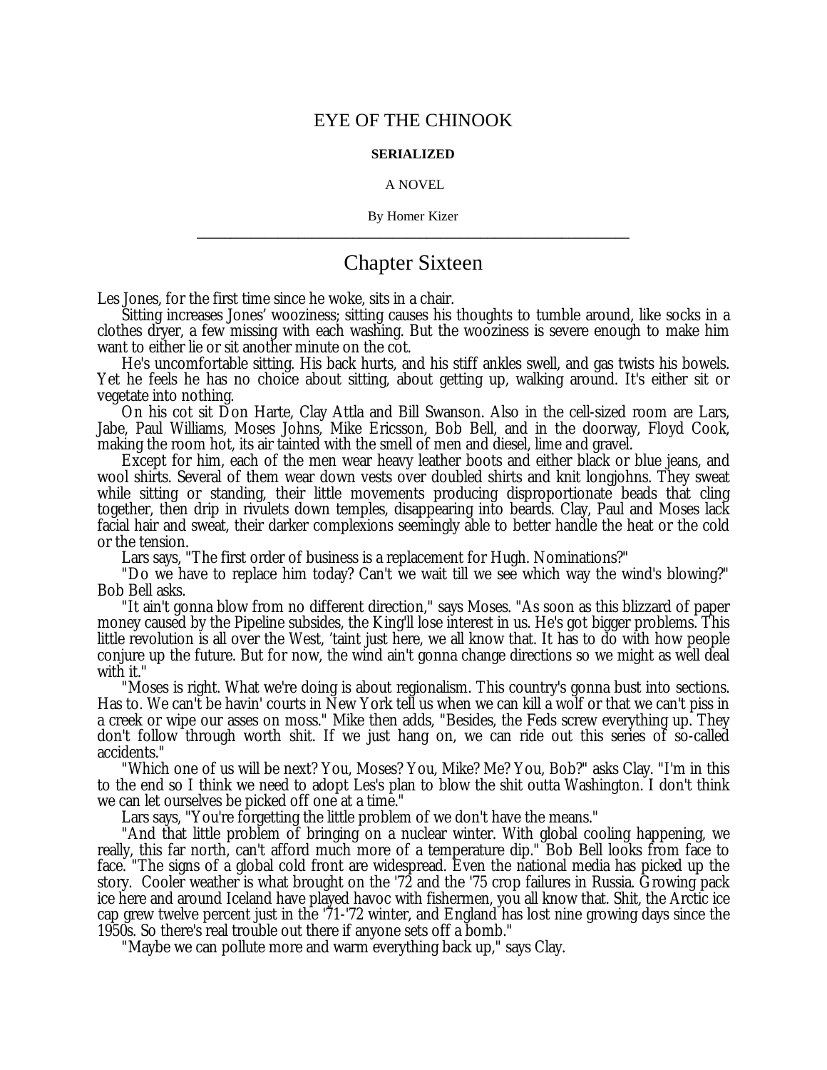# EYE OF THE CHINOOK

**SERIALIZED**

A NOVEL

By Homer Kizer

---

## Chapter Sixteen

Les Jones, for the first time since he woke, sits in a chair.

Sitting increases Jones' wooziness; sitting causes his thoughts to tumble around, like socks in a clothes dryer, a few missing with each washing. But the wooziness is severe enough to make him want to either lie or sit another minute on the cot.

He's uncomfortable sitting. His back hurts, and his stiff ankles swell, and gas twists his bowels. Yet he feels he has no choice about sitting, about getting up, walking around. It's either sit or vegetate into nothing.

On his cot sit Don Harte, Clay Attla and Bill Swanson. Also in the cell-sized room are Lars, Jabe, Paul Williams, Moses Johns, Mike Ericsson, Bob Bell, and in the doorway, Floyd Cook, making the room hot, its air tainted with the smell of men and diesel, lime and gravel.

Except for him, each of the men wear heavy leather boots and either black or blue jeans, and wool shirts. Several of them wear down vests over doubled shirts and knit longjohns. They sweat while sitting or standing, their little movements producing disproportionate beads that cling together, then drip in rivulets down temples, disappearing into beards. Clay, Paul and Moses lack facial hair and sweat, their darker complexions seemingly able to better handle the heat or the cold or the tension.

Lars says, "The first order of business is a replacement for Hugh. Nominations?"

"Do we have to replace him today? Can't we wait till we see which way the wind's blowing?" Bob Bell asks.

"It ain't gonna blow from no different direction," says Moses. "As soon as this blizzard of paper money caused by the Pipeline subsides, the King'll lose interest in us. He's got bigger problems. This little revolution is all over the West, 'taint just here, we all know that. It has to do with how people conjure up the future. But for now, the wind ain't gonna change directions so we might as well deal with it."

"Moses is right. What we're doing is about regionalism. This country's gonna bust into sections. Has to. We can't be havin' courts in New York tell us when we can kill a wolf or that we can't piss in a creek or wipe our asses on moss." Mike then adds, "Besides, the Feds screw everything up. They don't follow through worth shit. If we just hang on, we can ride out this series of so-called accidents."

"Which one of us will be next? You, Moses? You, Mike? Me? You, Bob?" asks Clay. "I'm in this to the end so I think we need to adopt Les's plan to blow the shit outta Washington. I don't think we can let ourselves be picked off one at a time."

Lars says, "You're forgetting the little problem of we don't have the means."

"And that little problem of bringing on a nuclear winter. With global cooling happening, we really, this far north, can't afford much more of a temperature dip." Bob Bell looks from face to face. "The signs of a global cold front are widespread. Even the national media has picked up the story. Cooler weather is what brought on the '72 and the '75 crop failures in Russia. Growing pack ice here and around Iceland have played havoc with fishermen, you all know that. Shit, the Arctic ice cap grew twelve percent just in the '71-'72 winter, and England has lost nine growing days since the 1950s. So there's real trouble out there if anyone sets off a bomb."

"Maybe we can pollute more and warm everything back up," says Clay.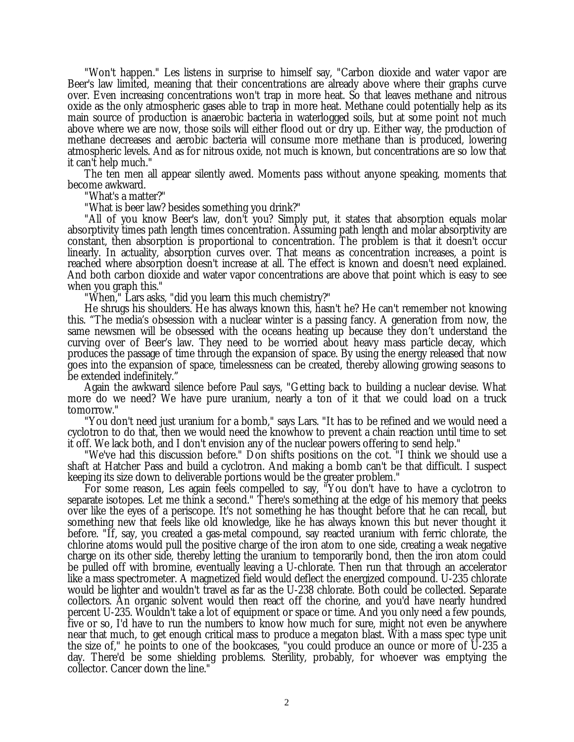"Won't happen." Les listens in surprise to himself say, "Carbon dioxide and water vapor are Beer's law limited, meaning that their concentrations are already above where their graphs curve over. Even increasing concentrations won't trap in more heat. So that leaves methane and nitrous oxide as the only atmospheric gases able to trap in more heat. Methane could potentially help as its main source of production is anaerobic bacteria in waterlogged soils, but at some point not much above where we are now, those soils will either flood out or dry up. Either way, the production of methane decreases and aerobic bacteria will consume more methane than is produced, lowering atmospheric levels. And as for nitrous oxide, not much is known, but concentrations are so low that it can't help much."

The ten men all appear silently awed. Moments pass without anyone speaking, moments that become awkward.

"What's a matter?"

"What is beer law? besides something you drink?"

"All of you know Beer's law, don't you? Simply put, it states that absorption equals molar absorptivity times path length times concentration. Assuming path length and molar absorptivity are constant, then absorption is proportional to concentration. The problem is that it doesn't occur linearly. In actuality, absorption curves over. That means as concentration increases, a point is reached where absorption doesn't increase at all. The effect is known and doesn't need explained. And both carbon dioxide and water vapor concentrations are above that point which is easy to see when you graph this."

"When," Lars asks, "did you learn this much chemistry?"

He shrugs his shoulders. He has always known this, hasn't he? He can't remember not knowing this. "The media's obsession with a nuclear winter is a passing fancy. A generation from now, the same newsmen will be obsessed with the oceans heating up because they don't understand the curving over of Beer's law. They need to be worried about heavy mass particle decay, which produces the passage of time through the expansion of space. By using the energy released that now goes into the expansion of space, timelessness can be created, thereby allowing growing seasons to be extended indefinitely."

Again the awkward silence before Paul says, "Getting back to building a nuclear devise. What more do we need? We have pure uranium, nearly a ton of it that we could load on a truck tomorrow."

"You don't need just uranium for a bomb," says Lars. "It has to be refined and we would need a cyclotron to do that, then we would need the knowhow to prevent a chain reaction until time to set it off. We lack both, and I don't envision any of the nuclear powers offering to send help."

"We've had this discussion before." Don shifts positions on the cot. "I think we should use a shaft at Hatcher Pass and build a cyclotron. And making a bomb can't be that difficult. I suspect keeping its size down to deliverable portions would be the greater problem."

For some reason, Les again feels compelled to say, "You don't have to have a cyclotron to separate isotopes. Let me think a second." There's something at the edge of his memory that peeks over like the eyes of a periscope. It's not something he has thought before that he can recall, but something new that feels like old knowledge, like he has always known this but never thought it before. "If, say, you created a gas-metal compound, say reacted uranium with ferric chlorate, the chlorine atoms would pull the positive charge of the iron atom to one side, creating a weak negative charge on its other side, thereby letting the uranium to temporarily bond, then the iron atom could be pulled off with bromine, eventually leaving a U-chlorate. Then run that through an accelerator like a mass spectrometer. A magnetized field would deflect the energized compound. U-235 chlorate would be lighter and wouldn't travel as far as the U-238 chlorate. Both could be collected. Separate collectors. An organic solvent would then react off the chorine, and you'd have nearly hundred percent U-235. Wouldn't take a lot of equipment or space or time. And you only need a few pounds, five or so, I'd have to run the numbers to know how much for sure, might not even be anywhere near that much, to get enough critical mass to produce a megaton blast. With a mass spec type unit the size of," he points to one of the bookcases, "you could produce an ounce or more of U-235 a day. There'd be some shielding problems. Sterility, probably, for whoever was emptying the collector. Cancer down the line."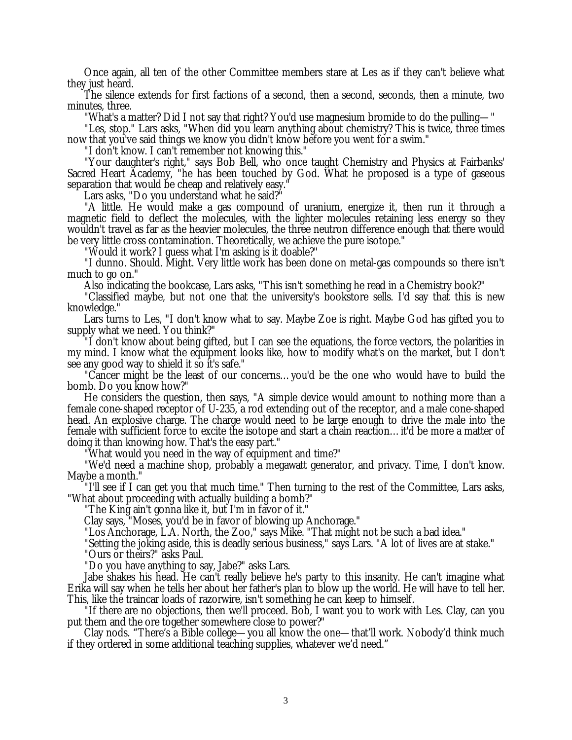Once again, all ten of the other Committee members stare at Les as if they can't believe what they just heard.

The silence extends for first factions of a second, then a second, seconds, then a minute, two minutes, three.

"What's a matter? Did I not say that right? You'd use magnesium bromide to do the pulling— "

"Les, stop." Lars asks, "When did you learn anything about chemistry? This is twice, three times now that you've said things we know you didn't know before you went for a swim."

"I don't know. I can't remember not knowing this."

"Your daughter's right," says Bob Bell, who once taught Chemistry and Physics at Fairbanks' Sacred Heart Academy, "he has been touched by God. What he proposed is a type of gaseous separation that would be cheap and relatively easy."

Lars asks, "Do you understand what he said?"

"A little. He would make a gas compound of uranium, energize it, then run it through a magnetic field to deflect the molecules, with the lighter molecules retaining less energy so they wouldn't travel as far as the heavier molecules, the three neutron difference enough that there would be very little cross contamination. Theoretically, we achieve the pure isotope."

"Would it work? I guess what I'm asking is it doable?"

"I dunno. Should. Might. Very little work has been done on metal-gas compounds so there isn't much to go on."

Also indicating the bookcase, Lars asks, "This isn't something he read in a Chemistry book?"

"Classified maybe, but not one that the university's bookstore sells. I'd say that this is new knowledge."

Lars turns to Les, "I don't know what to say. Maybe Zoe is right. Maybe God has gifted you to supply what we need. You think?"

"I don't know about being gifted, but I can see the equations, the force vectors, the polarities in my mind. I know what the equipment looks like, how to modify what's on the market, but I don't see any good way to shield it so it's safe."

"Cancer might be the least of our concerns… you'd be the one who would have to build the bomb. Do you know how?"

He considers the question, then says, "A simple device would amount to nothing more than a female cone-shaped receptor of U-235, a rod extending out of the receptor, and a male cone-shaped head. An explosive charge. The charge would need to be large enough to drive the male into the female with sufficient force to excite the isotope and start a chain reaction… it'd be more a matter of doing it than knowing how. That's the easy part."

"What would you need in the way of equipment and time?"

"We'd need a machine shop, probably a megawatt generator, and privacy. Time, I don't know. Maybe a month."

"I'll see if I can get you that much time." Then turning to the rest of the Committee, Lars asks, "What about proceeding with actually building a bomb?"

"The King ain't gonna like it, but I'm in favor of it."

Clay says, "Moses, you'd be in favor of blowing up Anchorage."

"Los Anchorage, L.A. North, the Zoo," says Mike. "That might not be such a bad idea."

"Setting the joking aside, this is deadly serious business," says Lars. "A lot of lives are at stake."

"Ours or theirs?" asks Paul.

"Do you have anything to say, Jabe?" asks Lars.

Jabe shakes his head. He can't really believe he's party to this insanity. He can't imagine what Erika will say when he tells her about her father's plan to blow up the world. He will have to tell her. This, like the traincar loads of razorwire, isn't something he can keep to himself.

"If there are no objections, then we'll proceed. Bob, I want you to work with Les. Clay, can you put them and the ore together somewhere close to power?"

Clay nods. "There's a Bible college— you all know the one— that'll work. Nobody'd think much if they ordered in some additional teaching supplies, whatever we'd need."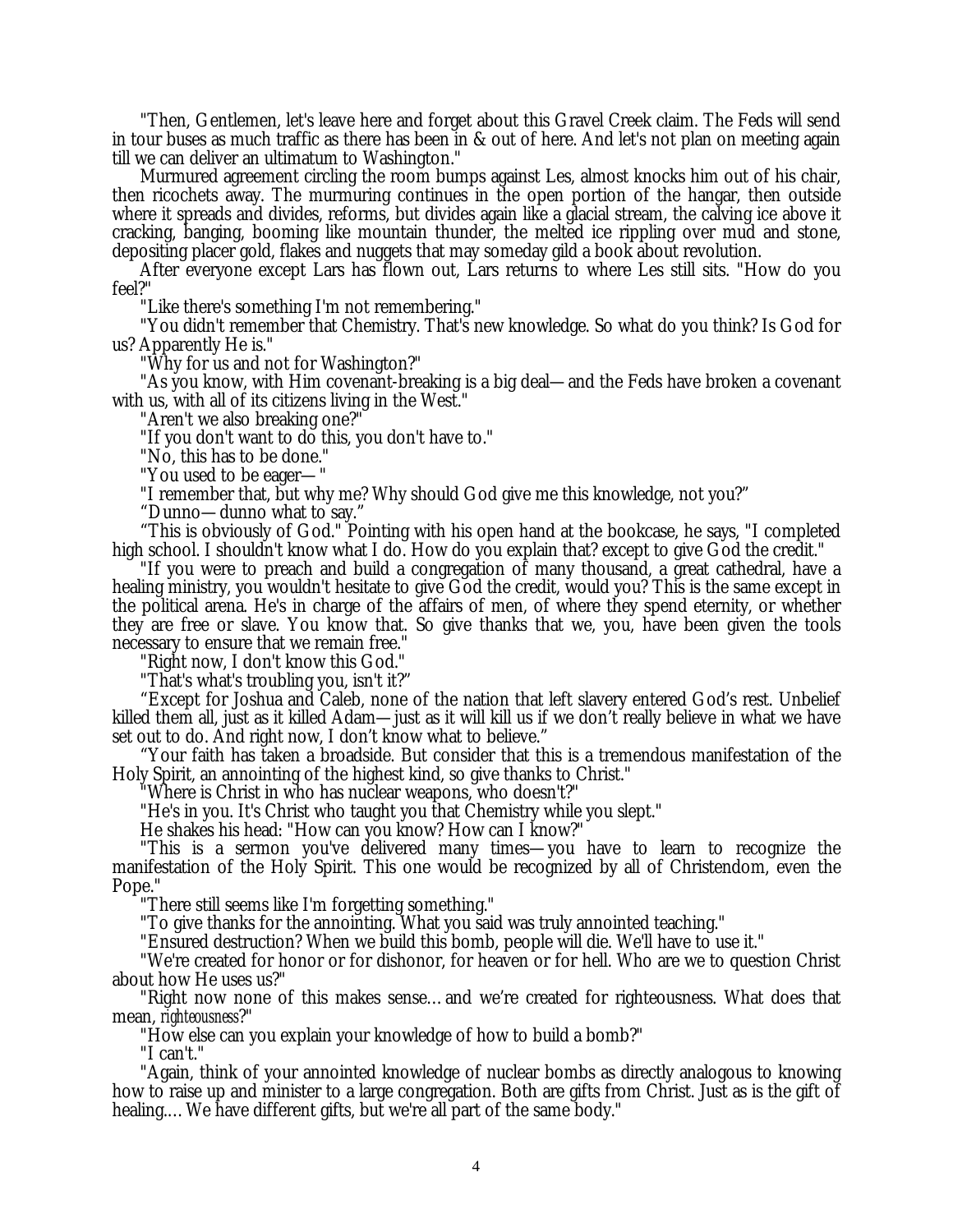"Then, Gentlemen, let's leave here and forget about this Gravel Creek claim. The Feds will send in tour buses as much traffic as there has been in & out of here. And let's not plan on meeting again till we can deliver an ultimatum to Washington."

Murmured agreement circling the room bumps against Les, almost knocks him out of his chair, then ricochets away. The murmuring continues in the open portion of the hangar, then outside where it spreads and divides, reforms, but divides again like a glacial stream, the calving ice above it cracking, banging, booming like mountain thunder, the melted ice rippling over mud and stone, depositing placer gold, flakes and nuggets that may someday gild a book about revolution.

After everyone except Lars has flown out, Lars returns to where Les still sits. "How do you feel?"

"Like there's something I'm not remembering."

"You didn't remember that Chemistry. That's new knowledge. So what do you think? Is God for us? Apparently He is."

"Why for us and not for Washington?"

"As you know, with Him covenant-breaking is a big deal—and the Feds have broken a covenant with us, with all of its citizens living in the West."

"Aren't we also breaking one?"

"If you don't want to do this, you don't have to."

"No, this has to be done."

"You used to be eager— "

"I remember that, but why me? Why should God give me this knowledge, not you?"

"Dunno—dunno what to say."

"This is obviously of God." Pointing with his open hand at the bookcase, he says, "I completed high school. I shouldn't know what I do. How do you explain that? except to give God the credit."

"If you were to preach and build a congregation of many thousand, a great cathedral, have a healing ministry, you wouldn't hesitate to give God the credit, would you? This is the same except in the political arena. He's in charge of the affairs of men, of where they spend eternity, or whether they are free or slave. You know that. So give thanks that we, you, have been given the tools necessary to ensure that we remain free."

"Right now, I don't know this God."

"That's what's troubling you, isn't it?"

"Except for Joshua and Caleb, none of the nation that left slavery entered God's rest. Unbelief killed them all, just as it killed Adam—just as it will kill us if we don't really believe in what we have set out to do. And right now, I don't know what to believe."

"Your faith has taken a broadside. But consider that this is a tremendous manifestation of the Holy Spirit, an annointing of the highest kind, so give thanks to Christ."

"Where is Christ in who has nuclear weapons, who doesn't?"

"He's in you. It's Christ who taught you that Chemistry while you slept."

He shakes his head: "How can you know? How can I know?"

"This is a sermon you've delivered many times—you have to learn to recognize the manifestation of the Holy Spirit. This one would be recognized by all of Christendom, even the Pope."

"There still seems like I'm forgetting something."

"To give thanks for the annointing. What you said was truly annointed teaching."

"Ensured destruction? When we build this bomb, people will die. We'll have to use it."

"We're created for honor or for dishonor, for heaven or for hell. Who are we to question Christ about how He uses us?"

"Right now none of this makes sense... and we're created for righteousness. What does that mean, *righteousness*?"

"How else can you explain your knowledge of how to build a bomb?"

"I can't."

"Again, think of your annointed knowledge of nuclear bombs as directly analogous to knowing how to raise up and minister to a large congregation. Both are gifts from Christ. Just as is the gift of healing.... We have different gifts, but we're all part of the same body."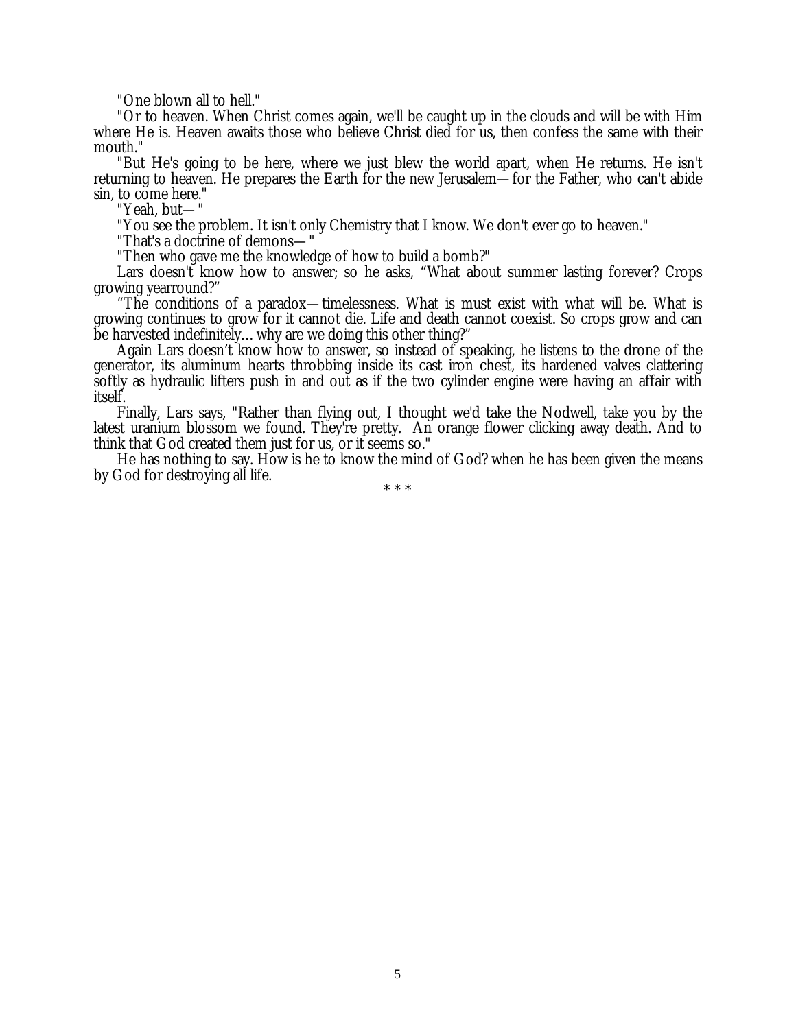"One blown all to hell."

"Or to heaven. When Christ comes again, we'll be caught up in the clouds and will be with Him where He is. Heaven awaits those who believe Christ died for us, then confess the same with their mouth."

"But He's going to be here, where we just blew the world apart, when He returns. He isn't returning to heaven. He prepares the Earth for the new Jerusalem—for the Father, who can't abide sin, to come here."

"Yeah, but—"

"You see the problem. It isn't only Chemistry that I know. We don't ever go to heaven."

"That's a doctrine of demons—"

"Then who gave me the knowledge of how to build a bomb?"

Lars doesn't know how to answer; so he asks, "What about summer lasting forever? Crops growing yearround?"

"The conditions of a paradox—timelessness. What is must exist with what will be. What is growing continues to grow for it cannot die. Life and death cannot coexist. So crops grow and can be harvested indefinitely… why are we doing this other thing?"

Again Lars doesn't know how to answer, so instead of speaking, he listens to the drone of the generator, its aluminum hearts throbbing inside its cast iron chest, its hardened valves clattering softly as hydraulic lifters push in and out as if the two cylinder engine were having an affair with itself.

Finally, Lars says, "Rather than flying out, I thought we'd take the Nodwell, take you by the latest uranium blossom we found. They're pretty. An orange flower clicking away death. And to think that God created them just for us, or it seems so."

He has nothing to say. How is he to know the mind of God? when he has been given the means by God for destroying all life.

\* \* \*